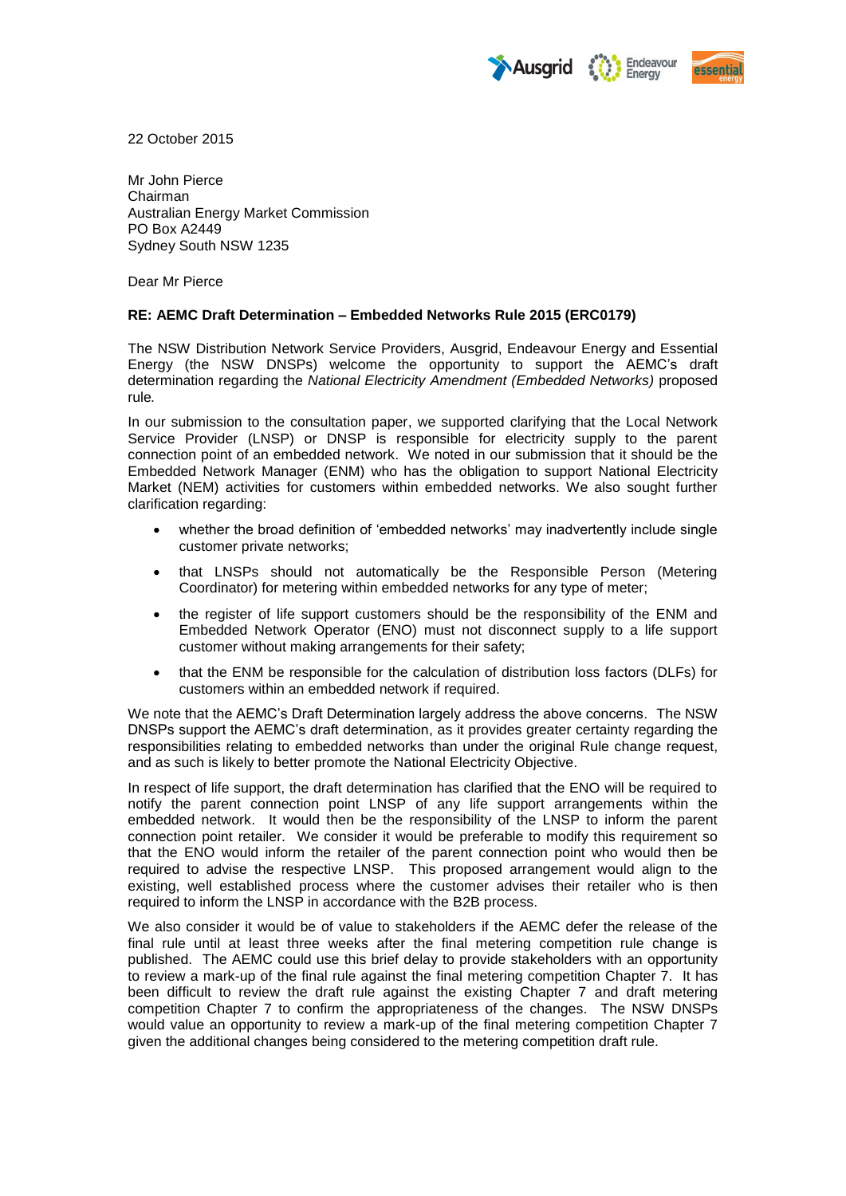22 October 2015

Mr John Pierce
Chairman
Australian Energy Market Commission
PO Box A2449
Sydney South NSW 1235

Dear Mr Pierce

**RE: AEMC Draft Determination – Embedded Networks Rule 2015 (ERC0179)**

The NSW Distribution Network Service Providers, Ausgrid, Endeavour Energy and Essential Energy (the NSW DNSPs) welcome the opportunity to support the AEMC's draft determination regarding the *National Electricity Amendment (Embedded Networks)* proposed rule.

In our submission to the consultation paper, we supported clarifying that the Local Network Service Provider (LNSP) or DNSP is responsible for electricity supply to the parent connection point of an embedded network. We noted in our submission that it should be the Embedded Network Manager (ENM) who has the obligation to support National Electricity Market (NEM) activities for customers within embedded networks. We also sought further clarification regarding:

- whether the broad definition of 'embedded networks' may inadvertently include single customer private networks;
- that LNSPs should not automatically be the Responsible Person (Metering Coordinator) for metering within embedded networks for any type of meter;
- the register of life support customers should be the responsibility of the ENM and Embedded Network Operator (ENO) must not disconnect supply to a life support customer without making arrangements for their safety;
- that the ENM be responsible for the calculation of distribution loss factors (DLFs) for customers within an embedded network if required.

We note that the AEMC's Draft Determination largely address the above concerns. The NSW DNSPs support the AEMC's draft determination, as it provides greater certainty regarding the responsibilities relating to embedded networks than under the original Rule change request, and as such is likely to better promote the National Electricity Objective.

In respect of life support, the draft determination has clarified that the ENO will be required to notify the parent connection point LNSP of any life support arrangements within the embedded network. It would then be the responsibility of the LNSP to inform the parent connection point retailer. We consider it would be preferable to modify this requirement so that the ENO would inform the retailer of the parent connection point who would then be required to advise the respective LNSP. This proposed arrangement would align to the existing, well established process where the customer advises their retailer who is then required to inform the LNSP in accordance with the B2B process.

We also consider it would be of value to stakeholders if the AEMC defer the release of the final rule until at least three weeks after the final metering competition rule change is published. The AEMC could use this brief delay to provide stakeholders with an opportunity to review a mark-up of the final rule against the final metering competition Chapter 7. It has been difficult to review the draft rule against the existing Chapter 7 and draft metering competition Chapter 7 to confirm the appropriateness of the changes. The NSW DNSPs would value an opportunity to review a mark-up of the final metering competition Chapter 7 given the additional changes being considered to the metering competition draft rule.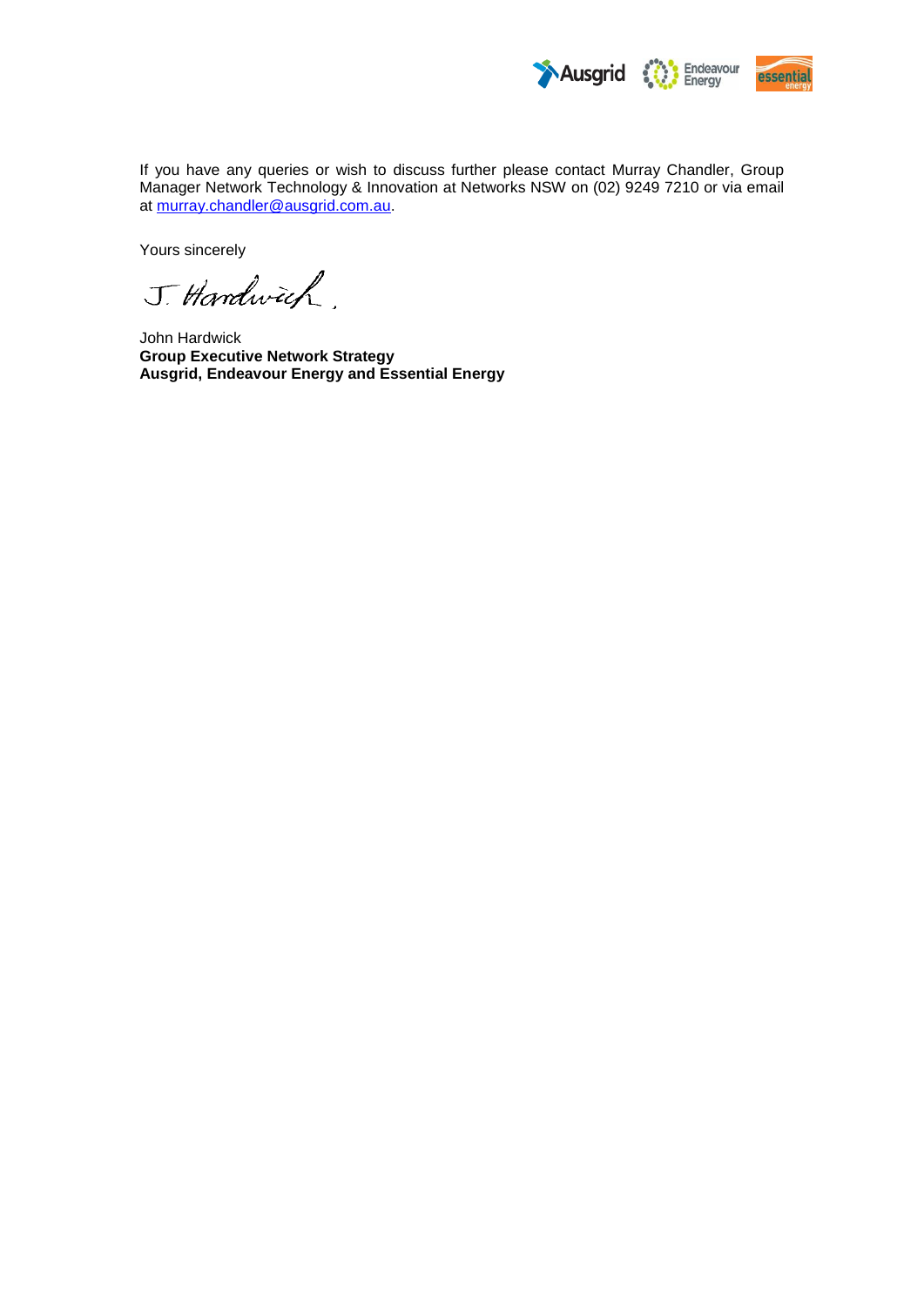If you have any queries or wish to discuss further please contact Murray Chandler, Group Manager Network Technology & Innovation at Networks NSW on (02) 9249 7210 or via email at murray.chandler@ausgrid.com.au.

Yours sincerely

J. Hardwick.

John Hardwick
**Group Executive Network Strategy**
**Ausgrid, Endeavour Energy and Essential Energy**